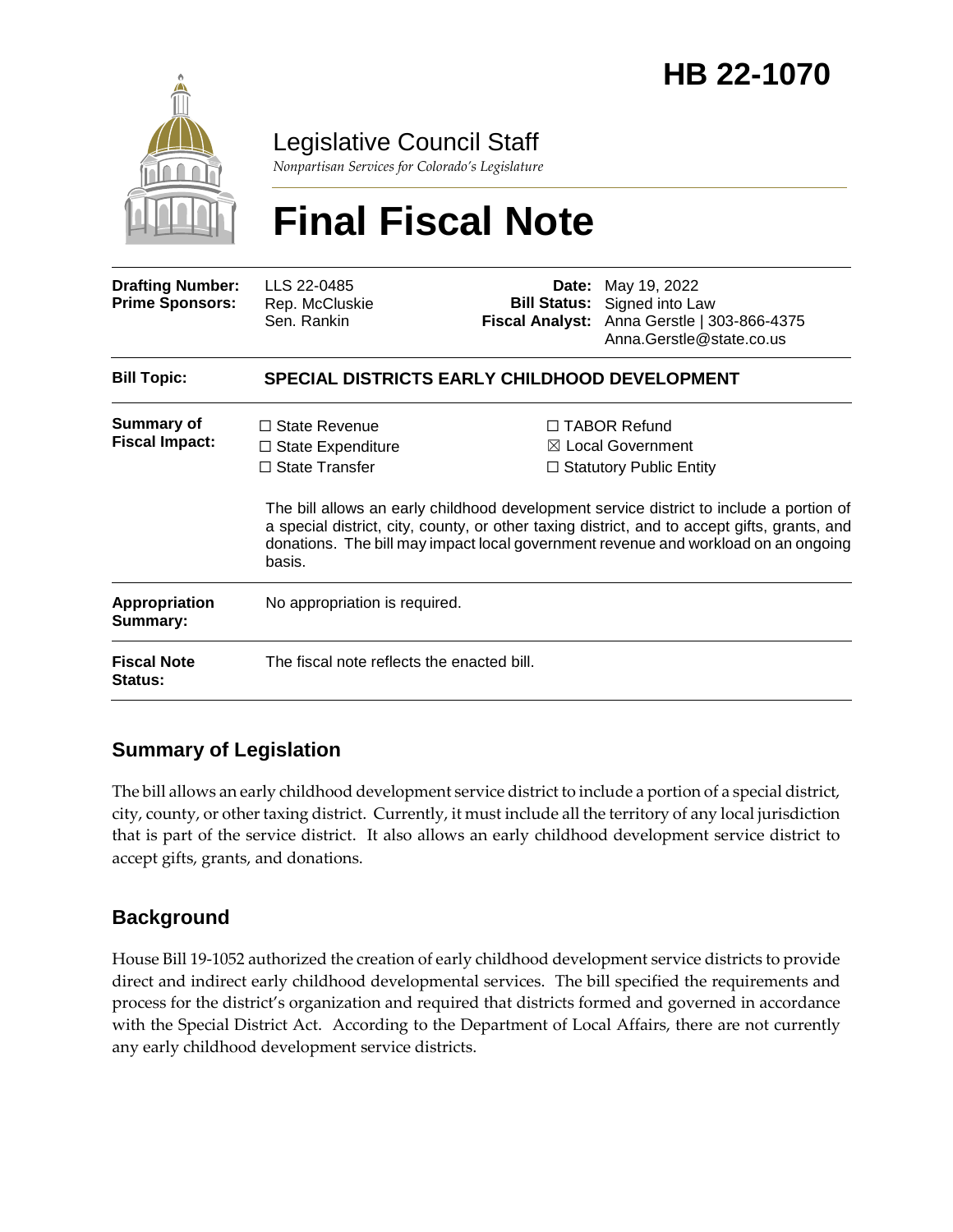# HB 22-1070

Legislative Council Staff

*Nonpartisan Services for Colorado's Legislature*

# Final Fiscal Note

| | | | |
|---|---|---|---|
| **Drafting Number:** | LLS 22-0485 | **Date:** | May 19, 2022 |
| **Prime Sponsors:** | Rep. McCluskie<br>Sen. Rankin | **Bill Status:** | Signed into Law |
| | | **Fiscal Analyst:** | Anna Gerstle \| 303-866-4375<br>Anna.Gerstle@state.co.us |

| | |
|---|---|
| **Bill Topic:** | **SPECIAL DISTRICTS EARLY CHILDHOOD DEVELOPMENT** |
| **Summary of Fiscal Impact:** | ☐ State Revenue<br>☐ State Expenditure<br>☐ State Transfer<br>☐ TABOR Refund<br>☒ Local Government<br>☐ Statutory Public Entity<br><br>The bill allows an early childhood development service district to include a portion of a special district, city, county, or other taxing district, and to accept gifts, grants, and donations. The bill may impact local government revenue and workload on an ongoing basis. |
| **Appropriation Summary:** | No appropriation is required. |
| **Fiscal Note Status:** | The fiscal note reflects the enacted bill. |

## Summary of Legislation

The bill allows an early childhood development service district to include a portion of a special district, city, county, or other taxing district. Currently, it must include all the territory of any local jurisdiction that is part of the service district. It also allows an early childhood development service district to accept gifts, grants, and donations.

## Background

House Bill 19-1052 authorized the creation of early childhood development service districts to provide direct and indirect early childhood developmental services. The bill specified the requirements and process for the district's organization and required that districts formed and governed in accordance with the Special District Act. According to the Department of Local Affairs, there are not currently any early childhood development service districts.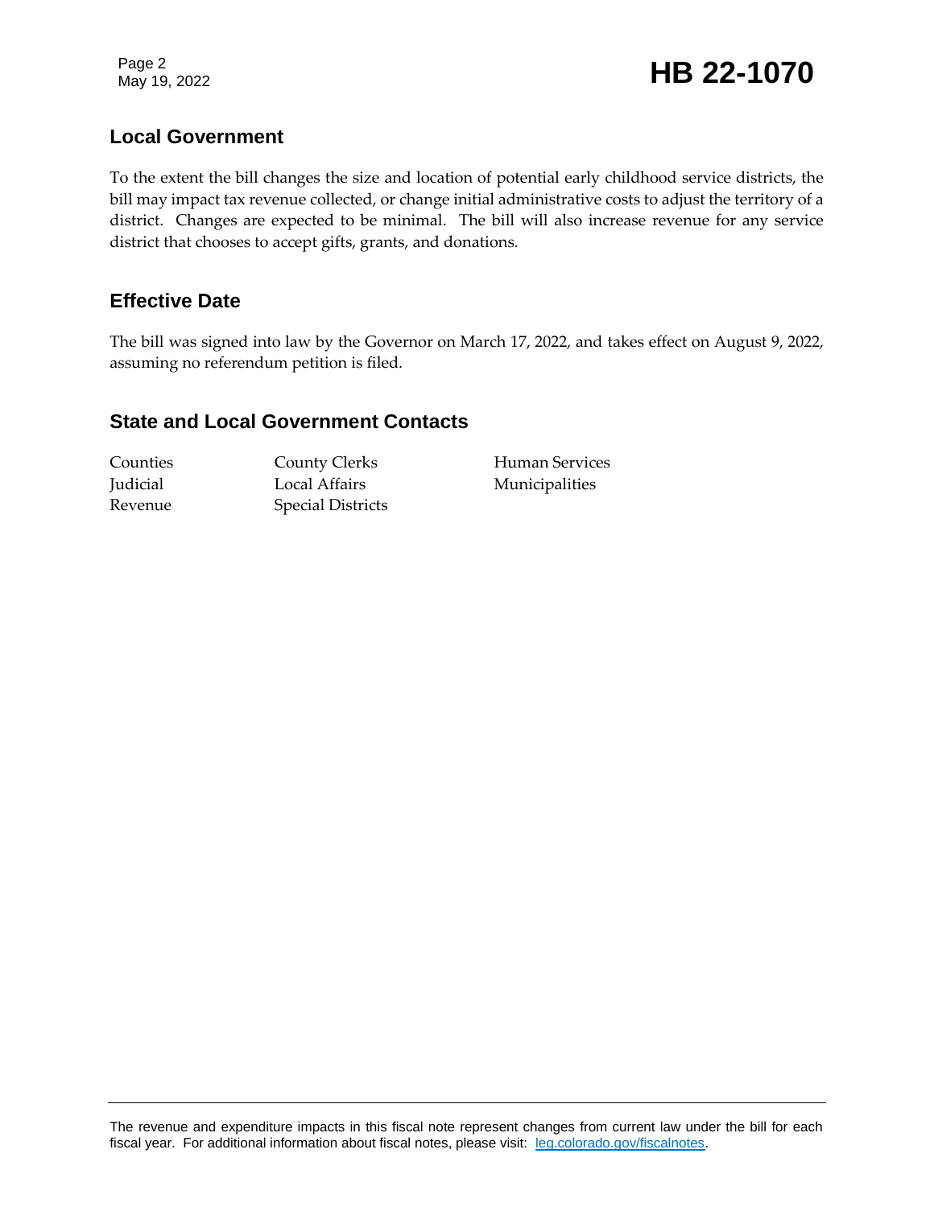## Local Government

To the extent the bill changes the size and location of potential early childhood service districts, the bill may impact tax revenue collected, or change initial administrative costs to adjust the territory of a district. Changes are expected to be minimal. The bill will also increase revenue for any service district that chooses to accept gifts, grants, and donations.

## Effective Date

The bill was signed into law by the Governor on March 17, 2022, and takes effect on August 9, 2022, assuming no referendum petition is filed.

## State and Local Government Contacts

| | | |
|---|---|---|
| Counties | County Clerks | Human Services |
| Judicial | Local Affairs | Municipalities |
| Revenue | Special Districts | |

The revenue and expenditure impacts in this fiscal note represent changes from current law under the bill for each fiscal year. For additional information about fiscal notes, please visit: leg.colorado.gov/fiscalnotes.